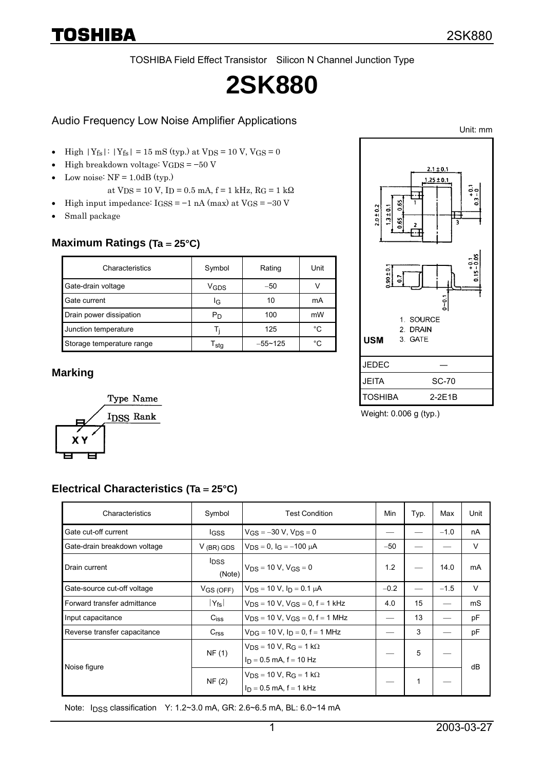TOSHIBA Field Effect Transistor Silicon N Channel Junction Type

# 2SK880

## Audio Frequency Low Noise Amplifier Applications

- High $|Y_{fs}|$: $|Y_{fs}|$ = 15 mS (typ.) at $V_{DS}$ = 10 V, $V_{GS}$ = 0
- High breakdown voltage: $V_{GDS}$ = −50 V
- Low noise: NF = 1.0dB (typ.)
  at $V_{DS}$ = 10 V, $I_D$ = 0.5 mA, f = 1 kHz, $R_G$ = 1 kΩ
- High input impedance: $I_{GSS}$ = −1 nA (max) at $V_{GS}$ = −30 V
- Small package

Unit: mm

1. SOURCE
2. DRAIN
3. GATE

USM

| | |
|---|---|
| JEDEC | ― |
| JEITA | SC-70 |
| TOSHIBA | 2-2E1B |

Weight: 0.006 g (typ.)

## Maximum Ratings (Ta = 25°C)

| Characteristics | Symbol | Rating | Unit |
|---|---|---|---|
| Gate-drain voltage | $V_{GDS}$ | −50 | V |
| Gate current | $I_G$ | 10 | mA |
| Drain power dissipation | $P_D$ | 100 | mW |
| Junction temperature | $T_j$ | 125 | °C |
| Storage temperature range | $T_{stg}$ | −55~125 | °C |

## Marking

Type Name

$I_{DSS}$ Rank

XY

## Electrical Characteristics (Ta = 25°C)

| Characteristics | Symbol | Test Condition | Min | Typ. | Max | Unit |
|---|---|---|---|---|---|---|
| Gate cut-off current | $I_{GSS}$ | $V_{GS}$ = −30 V, $V_{DS}$ = 0 | ― | ― | −1.0 | nA |
| Gate-drain breakdown voltage | $V_{(BR)GDS}$ | $V_{DS}$ = 0, $I_G$ = −100 μA | −50 | ― | ― | V |
| Drain current | $I_{DSS}$ (Note) | $V_{DS}$ = 10 V, $V_{GS}$ = 0 | 1.2 | ― | 14.0 | mA |
| Gate-source cut-off voltage | $V_{GS(OFF)}$ | $V_{DS}$ = 10 V, $I_D$ = 0.1 μA | −0.2 | ― | −1.5 | V |
| Forward transfer admittance | $\|Y_{fs}\|$ | $V_{DS}$ = 10 V, $V_{GS}$ = 0, f = 1 kHz | 4.0 | 15 | ― | mS |
| Input capacitance | $C_{iss}$ | $V_{DS}$ = 10 V, $V_{GS}$ = 0, f = 1 MHz | ― | 13 | ― | pF |
| Reverse transfer capacitance | $C_{rss}$ | $V_{DG}$ = 10 V, $I_D$ = 0, f = 1 MHz | ― | 3 | ― | pF |
| Noise figure | NF (1) | $V_{DS}$ = 10 V, $R_G$ = 1 kΩ, $I_D$ = 0.5 mA, f = 10 Hz | ― | 5 | ― | dB |
| | NF (2) | $V_{DS}$ = 10 V, $R_G$ = 1 kΩ, $I_D$ = 0.5 mA, f = 1 kHz | ― | 1 | ― | dB |

Note: $I_{DSS}$ classification Y: 1.2~3.0 mA, GR: 2.6~6.5 mA, BL: 6.0~14 mA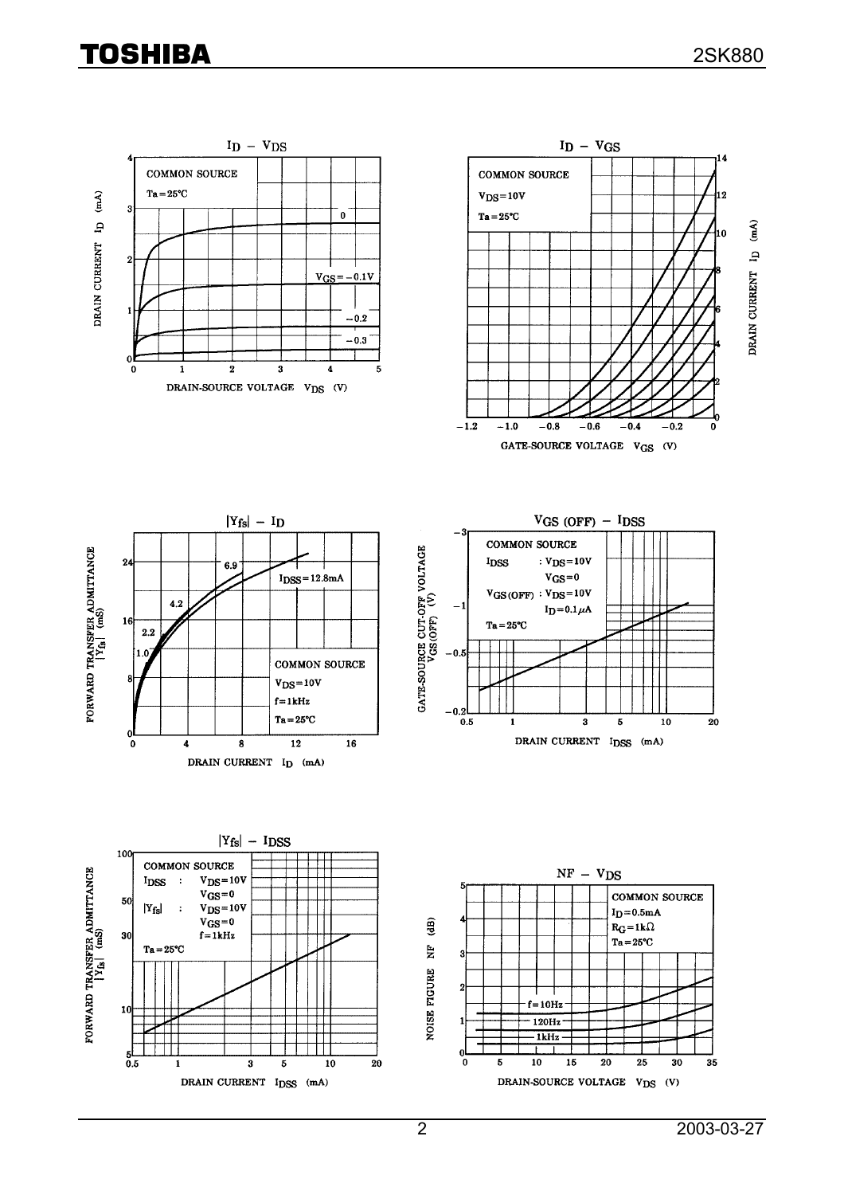## $I_D$ – $V_{DS}$

COMMON SOURCE
$T_a = 25°C$

Curves: $V_{GS}$ = 0, −0.1 V, −0.2, −0.3

DRAIN CURRENT $I_D$ (mA)

DRAIN-SOURCE VOLTAGE $V_{DS}$ (V)

## $I_D$ – $V_{GS}$

COMMON SOURCE
$V_{DS} = 10V$
$T_a = 25°C$

DRAIN CURRENT $I_D$ (mA)

GATE-SOURCE VOLTAGE $V_{GS}$ (V)

## $|Y_{fs}|$ – $I_D$

$I_{DSS}$ = 12.8mA; curves: 6.9, 4.2, 2.2, 1.0

COMMON SOURCE
$V_{DS} = 10V$
$f = 1kHz$
$T_a = 25°C$

FORWARD TRANSFER ADMITTANCE $|Y_{fs}|$ (mS)

DRAIN CURRENT $I_D$ (mA)

## $V_{GS\,(OFF)}$ – $I_{DSS}$

COMMON SOURCE
$I_{DSS}$ : $V_{DS} = 10V$, $V_{GS} = 0$
$V_{GS\,(OFF)}$ : $V_{DS} = 10V$, $I_D = 0.1\mu A$
$T_a = 25°C$

GATE-SOURCE CUT-OFF VOLTAGE $V_{GS(OFF)}$ (V)

DRAIN CURRENT $I_{DSS}$ (mA)

## $|Y_{fs}|$ – $I_{DSS}$

COMMON SOURCE
$I_{DSS}$ : $V_{DS} = 10V$, $V_{GS} = 0$
$|Y_{fs}|$ : $V_{DS} = 10V$, $V_{GS} = 0$, $f = 1kHz$
$T_a = 25°C$

FORWARD TRANSFER ADMITTANCE $|Y_{fs}|$ (mS)

DRAIN CURRENT $I_{DSS}$ (mA)

## NF – $V_{DS}$

COMMON SOURCE
$I_D = 0.5mA$
$R_G = 1k\Omega$
$T_a = 25°C$

Curves: f = 10Hz, 120Hz, 1kHz

NOISE FIGURE NF (dB)

DRAIN-SOURCE VOLTAGE $V_{DS}$ (V)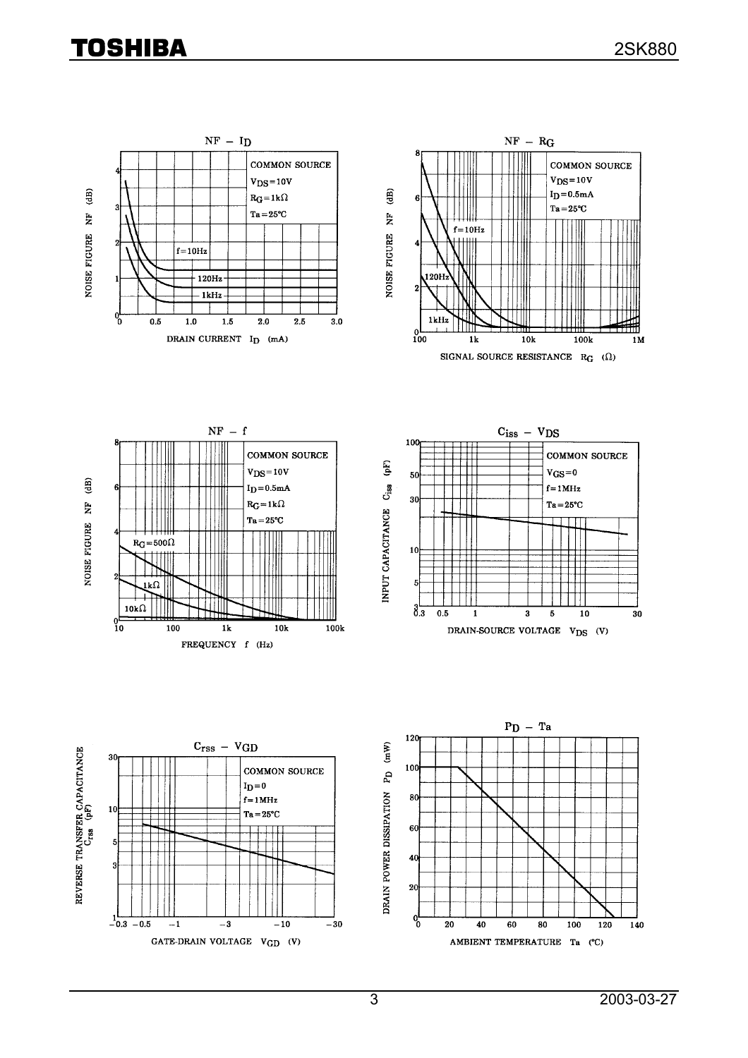## NF – $I_D$

COMMON SOURCE
$V_{DS} = 10V$
$R_G = 1k\Omega$
$Ta = 25°C$

f = 10Hz, 120Hz, 1kHz

NOISE FIGURE NF (dB)

DRAIN CURRENT $I_D$ (mA)

## NF – $R_G$

COMMON SOURCE
$V_{DS} = 10V$
$I_D = 0.5mA$
$Ta = 25°C$

f = 10Hz, 120Hz, 1kHz

NOISE FIGURE NF (dB)

SIGNAL SOURCE RESISTANCE $R_G$ (Ω)

## NF – f

COMMON SOURCE
$V_{DS} = 10V$
$I_D = 0.5mA$
$R_G = 1k\Omega$
$Ta = 25°C$

$R_G = 500\Omega$, $1k\Omega$, $10k\Omega$

NOISE FIGURE NF (dB)

FREQUENCY f (Hz)

## $C_{iss}$ – $V_{DS}$

COMMON SOURCE
$V_{GS} = 0$
$f = 1MHz$
$Ta = 25°C$

INPUT CAPACITANCE $C_{iss}$ (pF)

DRAIN-SOURCE VOLTAGE $V_{DS}$ (V)

## $C_{rss}$ – $V_{GD}$

COMMON SOURCE
$I_D = 0$
$f = 1MHz$
$Ta = 25°C$

REVERSE TRANSFER CAPACITANCE $C_{rss}$ (pF)

GATE-DRAIN VOLTAGE $V_{GD}$ (V)

## $P_D$ – Ta

DRAIN POWER DISSIPATION $P_D$ (mW)

AMBIENT TEMPERATURE Ta (°C)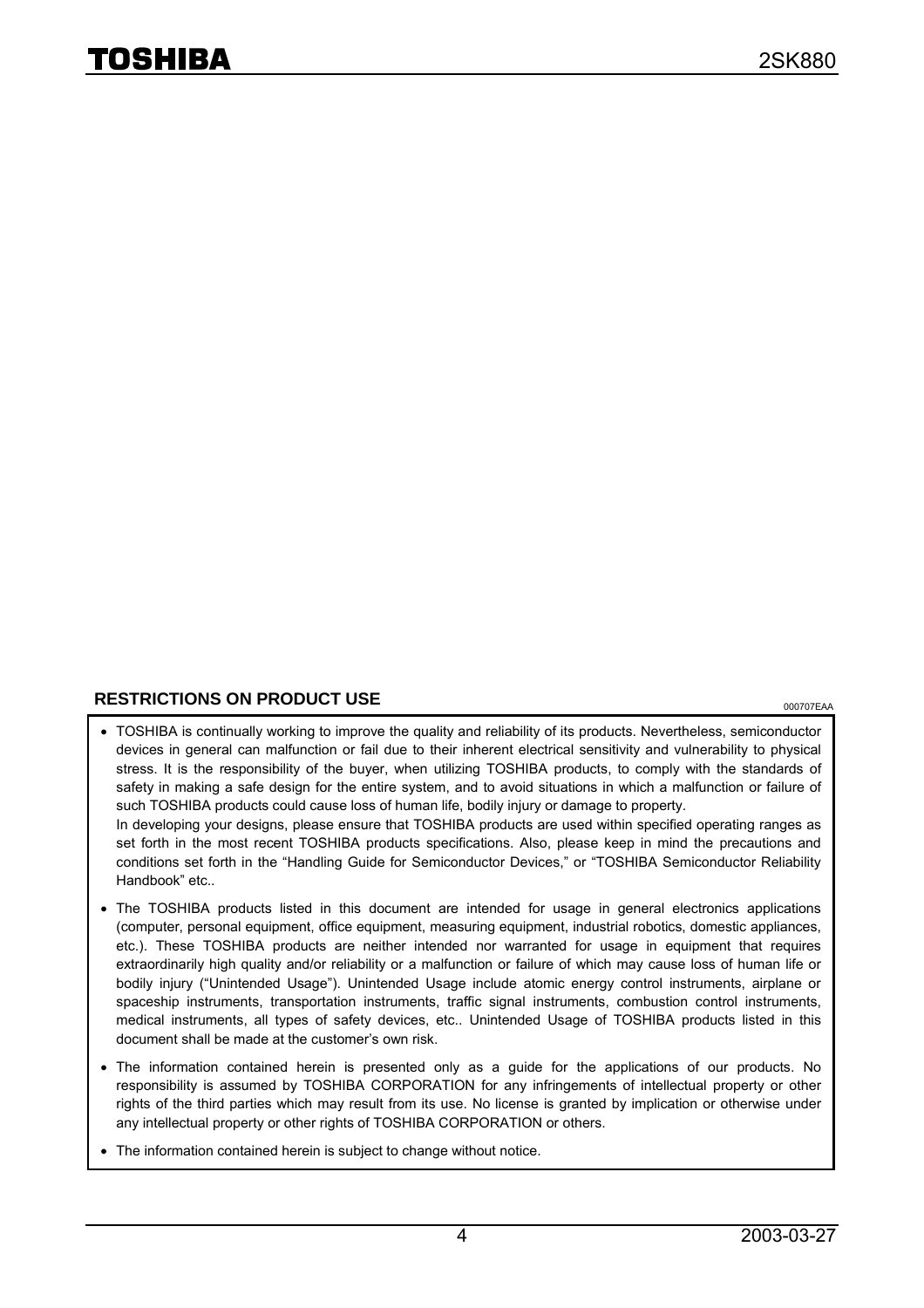## RESTRICTIONS ON PRODUCT USE

000707EAA

- TOSHIBA is continually working to improve the quality and reliability of its products. Nevertheless, semiconductor devices in general can malfunction or fail due to their inherent electrical sensitivity and vulnerability to physical stress. It is the responsibility of the buyer, when utilizing TOSHIBA products, to comply with the standards of safety in making a safe design for the entire system, and to avoid situations in which a malfunction or failure of such TOSHIBA products could cause loss of human life, bodily injury or damage to property.
  In developing your designs, please ensure that TOSHIBA products are used within specified operating ranges as set forth in the most recent TOSHIBA products specifications. Also, please keep in mind the precautions and conditions set forth in the "Handling Guide for Semiconductor Devices," or "TOSHIBA Semiconductor Reliability Handbook" etc..
- The TOSHIBA products listed in this document are intended for usage in general electronics applications (computer, personal equipment, office equipment, measuring equipment, industrial robotics, domestic appliances, etc.). These TOSHIBA products are neither intended nor warranted for usage in equipment that requires extraordinarily high quality and/or reliability or a malfunction or failure of which may cause loss of human life or bodily injury ("Unintended Usage"). Unintended Usage include atomic energy control instruments, airplane or spaceship instruments, transportation instruments, traffic signal instruments, combustion control instruments, medical instruments, all types of safety devices, etc.. Unintended Usage of TOSHIBA products listed in this document shall be made at the customer's own risk.
- The information contained herein is presented only as a guide for the applications of our products. No responsibility is assumed by TOSHIBA CORPORATION for any infringements of intellectual property or other rights of the third parties which may result from its use. No license is granted by implication or otherwise under any intellectual property or other rights of TOSHIBA CORPORATION or others.
- The information contained herein is subject to change without notice.